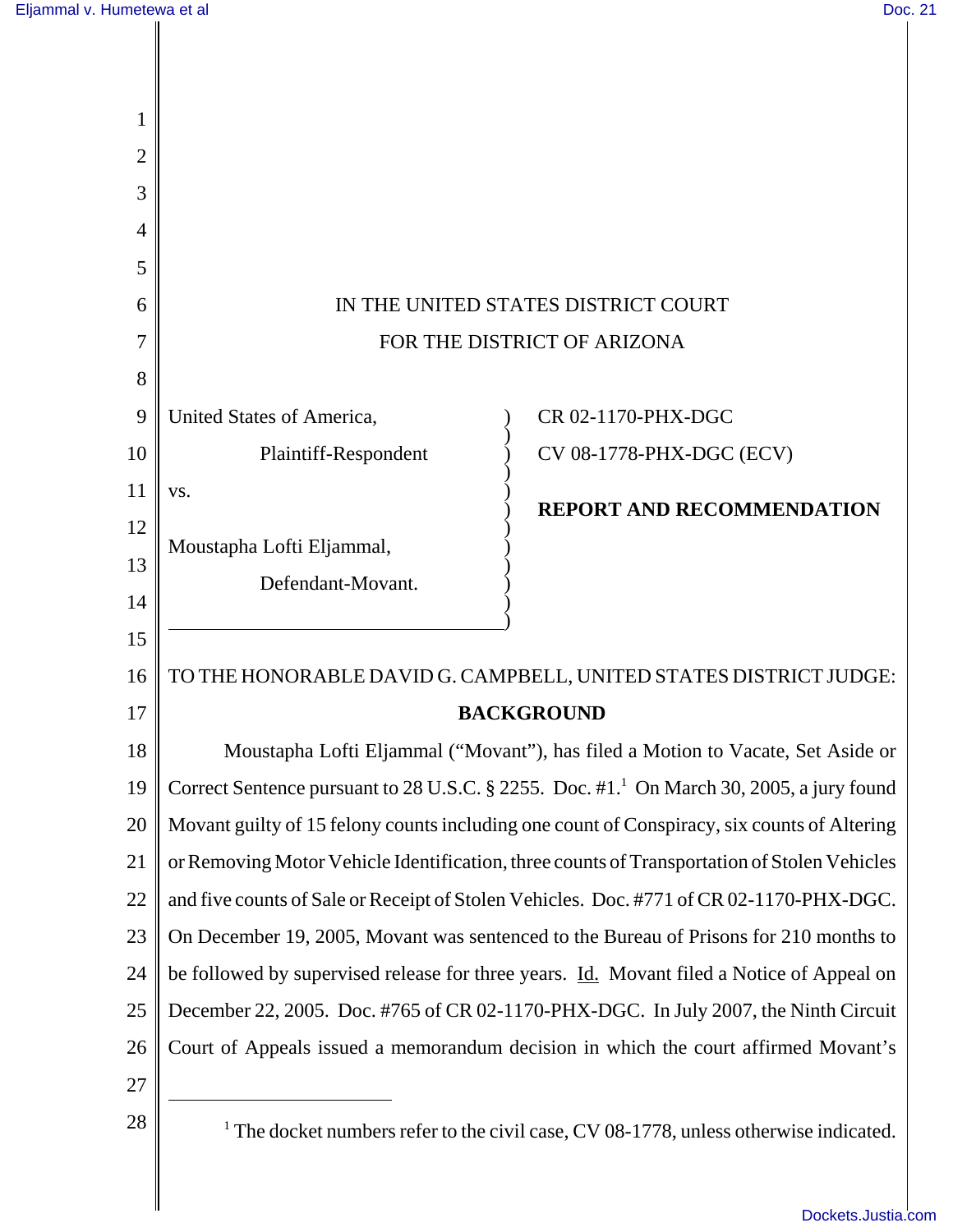IN THE UNITED STATES DISTRICT COURT
FOR THE DISTRICT OF ARIZONA

| | |
|---|---|
| United States of America,<br>Plaintiff-Respondent<br><br>vs.<br><br>Moustapha Lofti Eljammal,<br>Defendant-Movant. | CR 02-1170-PHX-DGC<br>CV 08-1778-PHX-DGC (ECV)<br><br>**REPORT AND RECOMMENDATION** |

TO THE HONORABLE DAVID G. CAMPBELL, UNITED STATES DISTRICT JUDGE:

## BACKGROUND

Moustapha Lofti Eljammal ("Movant"), has filed a Motion to Vacate, Set Aside or Correct Sentence pursuant to 28 U.S.C. § 2255. Doc. #1.[1] On March 30, 2005, a jury found Movant guilty of 15 felony counts including one count of Conspiracy, six counts of Altering or Removing Motor Vehicle Identification, three counts of Transportation of Stolen Vehicles and five counts of Sale or Receipt of Stolen Vehicles. Doc. #771 of CR 02-1170-PHX-DGC. On December 19, 2005, Movant was sentenced to the Bureau of Prisons for 210 months to be followed by supervised release for three years. Id. Movant filed a Notice of Appeal on December 22, 2005. Doc. #765 of CR 02-1170-PHX-DGC. In July 2007, the Ninth Circuit Court of Appeals issued a memorandum decision in which the court affirmed Movant's

---

[1] The docket numbers refer to the civil case, CV 08-1778, unless otherwise indicated.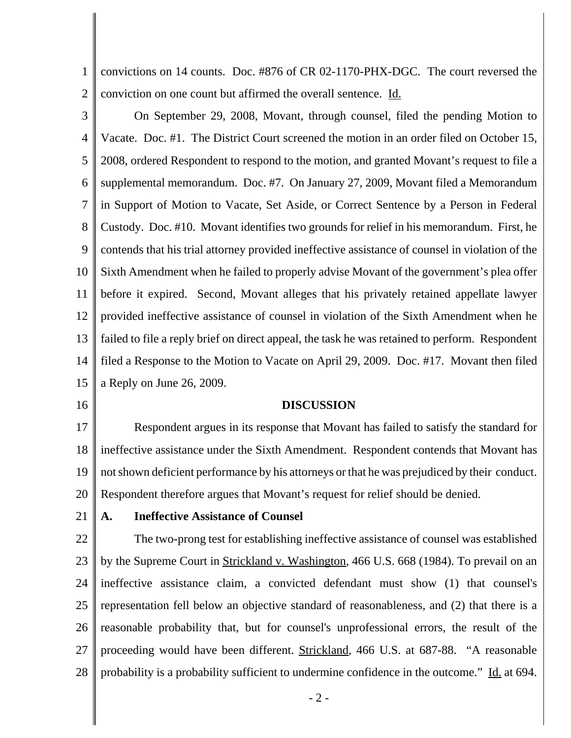convictions on 14 counts. Doc. #876 of CR 02-1170-PHX-DGC. The court reversed the conviction on one count but affirmed the overall sentence. Id.

On September 29, 2008, Movant, through counsel, filed the pending Motion to Vacate. Doc. #1. The District Court screened the motion in an order filed on October 15, 2008, ordered Respondent to respond to the motion, and granted Movant's request to file a supplemental memorandum. Doc. #7. On January 27, 2009, Movant filed a Memorandum in Support of Motion to Vacate, Set Aside, or Correct Sentence by a Person in Federal Custody. Doc. #10. Movant identifies two grounds for relief in his memorandum. First, he contends that his trial attorney provided ineffective assistance of counsel in violation of the Sixth Amendment when he failed to properly advise Movant of the government's plea offer before it expired. Second, Movant alleges that his privately retained appellate lawyer provided ineffective assistance of counsel in violation of the Sixth Amendment when he failed to file a reply brief on direct appeal, the task he was retained to perform. Respondent filed a Response to the Motion to Vacate on April 29, 2009. Doc. #17. Movant then filed a Reply on June 26, 2009.

## DISCUSSION

Respondent argues in its response that Movant has failed to satisfy the standard for ineffective assistance under the Sixth Amendment. Respondent contends that Movant has not shown deficient performance by his attorneys or that he was prejudiced by their conduct. Respondent therefore argues that Movant's request for relief should be denied.

### A. Ineffective Assistance of Counsel

The two-prong test for establishing ineffective assistance of counsel was established by the Supreme Court in Strickland v. Washington, 466 U.S. 668 (1984). To prevail on an ineffective assistance claim, a convicted defendant must show (1) that counsel's representation fell below an objective standard of reasonableness, and (2) that there is a reasonable probability that, but for counsel's unprofessional errors, the result of the proceeding would have been different. Strickland, 466 U.S. at 687-88. "A reasonable probability is a probability sufficient to undermine confidence in the outcome." Id. at 694.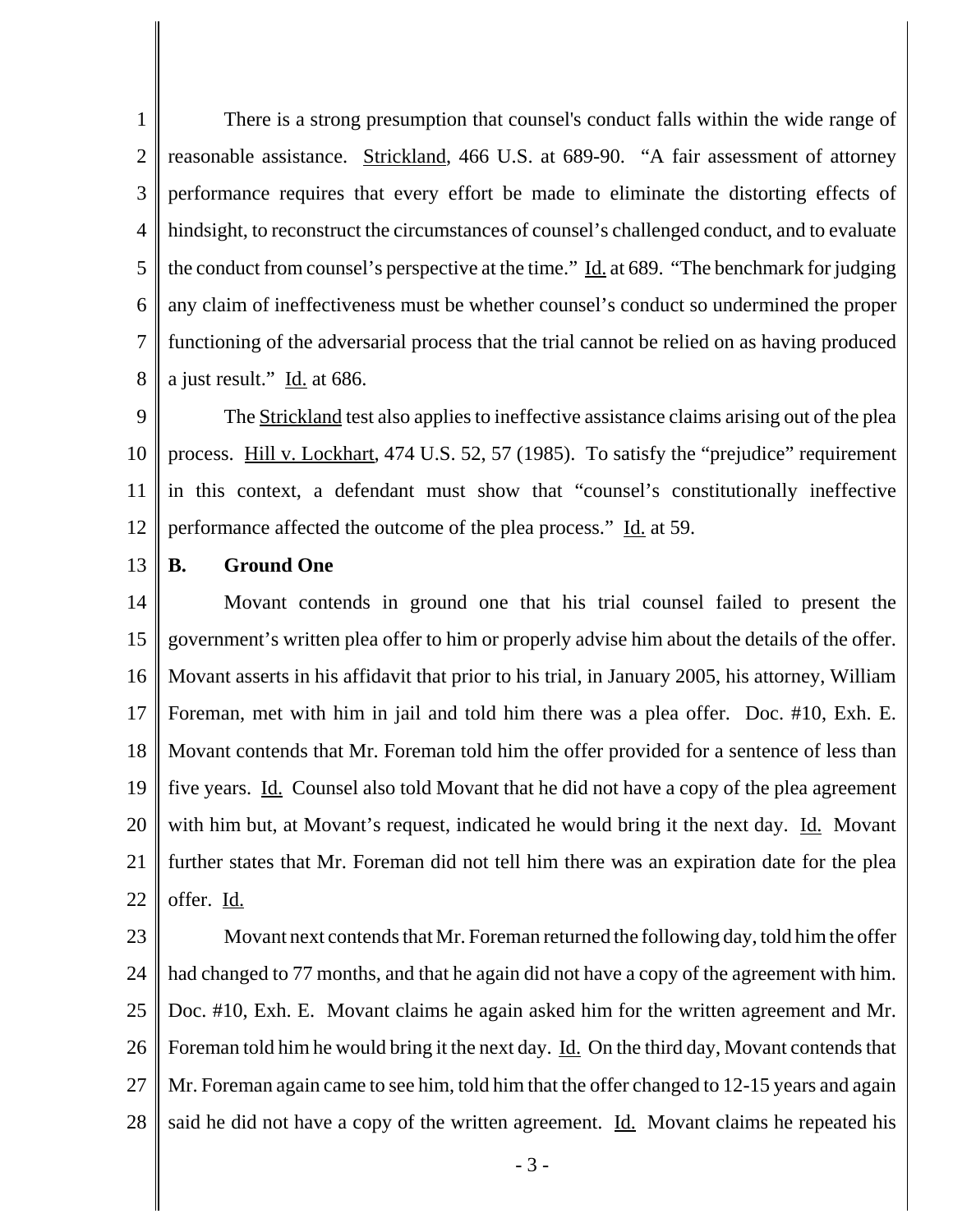There is a strong presumption that counsel's conduct falls within the wide range of reasonable assistance. Strickland, 466 U.S. at 689-90. "A fair assessment of attorney performance requires that every effort be made to eliminate the distorting effects of hindsight, to reconstruct the circumstances of counsel's challenged conduct, and to evaluate the conduct from counsel's perspective at the time." Id. at 689. "The benchmark for judging any claim of ineffectiveness must be whether counsel's conduct so undermined the proper functioning of the adversarial process that the trial cannot be relied on as having produced a just result." Id. at 686.

The Strickland test also applies to ineffective assistance claims arising out of the plea process. Hill v. Lockhart, 474 U.S. 52, 57 (1985). To satisfy the "prejudice" requirement in this context, a defendant must show that "counsel's constitutionally ineffective performance affected the outcome of the plea process." Id. at 59.

**B. Ground One**

Movant contends in ground one that his trial counsel failed to present the government's written plea offer to him or properly advise him about the details of the offer. Movant asserts in his affidavit that prior to his trial, in January 2005, his attorney, William Foreman, met with him in jail and told him there was a plea offer. Doc. #10, Exh. E. Movant contends that Mr. Foreman told him the offer provided for a sentence of less than five years. Id. Counsel also told Movant that he did not have a copy of the plea agreement with him but, at Movant's request, indicated he would bring it the next day. Id. Movant further states that Mr. Foreman did not tell him there was an expiration date for the plea offer. Id.

Movant next contends that Mr. Foreman returned the following day, told him the offer had changed to 77 months, and that he again did not have a copy of the agreement with him. Doc. #10, Exh. E. Movant claims he again asked him for the written agreement and Mr. Foreman told him he would bring it the next day. Id. On the third day, Movant contends that Mr. Foreman again came to see him, told him that the offer changed to 12-15 years and again said he did not have a copy of the written agreement. Id. Movant claims he repeated his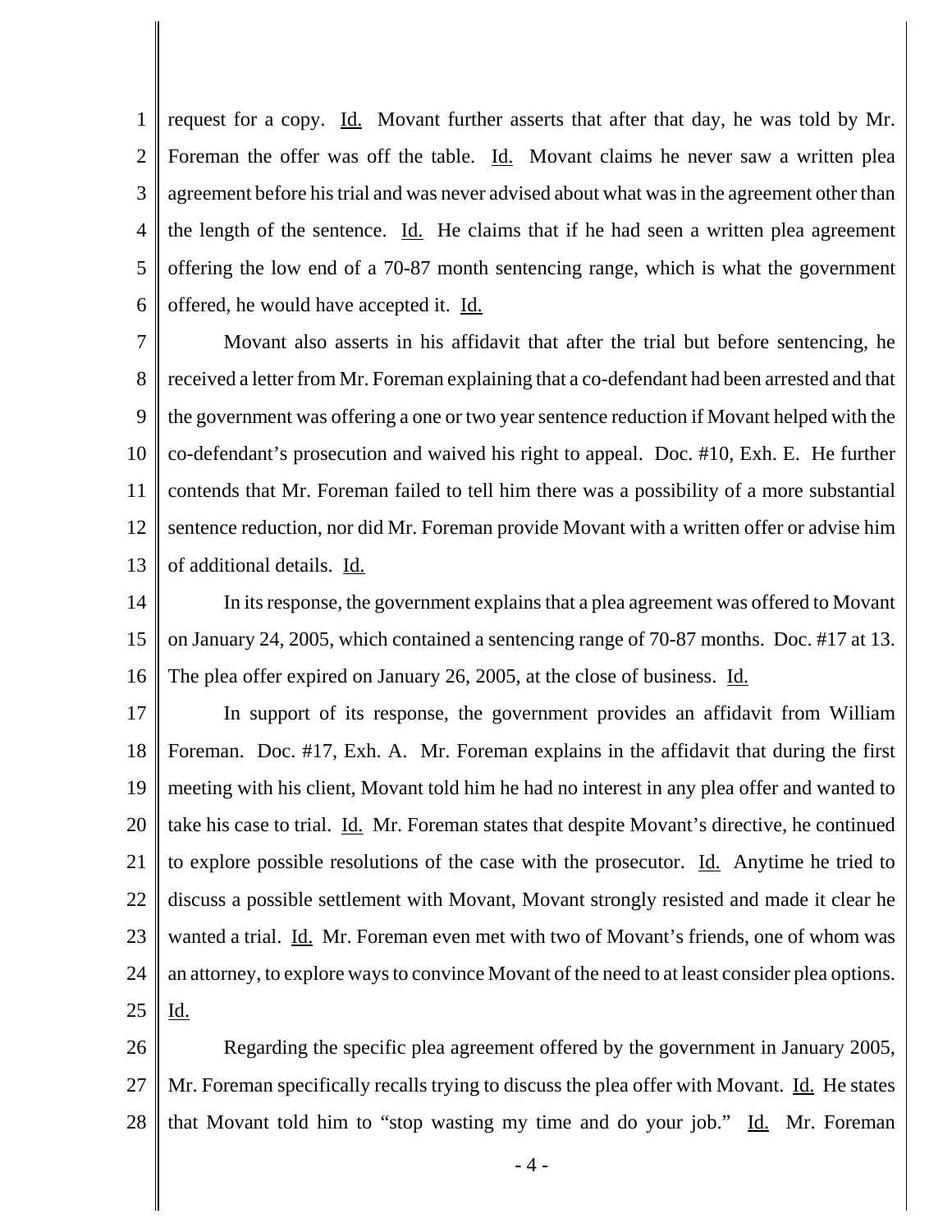request for a copy. Id. Movant further asserts that after that day, he was told by Mr. Foreman the offer was off the table. Id. Movant claims he never saw a written plea agreement before his trial and was never advised about what was in the agreement other than the length of the sentence. Id. He claims that if he had seen a written plea agreement offering the low end of a 70-87 month sentencing range, which is what the government offered, he would have accepted it. Id.

Movant also asserts in his affidavit that after the trial but before sentencing, he received a letter from Mr. Foreman explaining that a co-defendant had been arrested and that the government was offering a one or two year sentence reduction if Movant helped with the co-defendant's prosecution and waived his right to appeal. Doc. #10, Exh. E. He further contends that Mr. Foreman failed to tell him there was a possibility of a more substantial sentence reduction, nor did Mr. Foreman provide Movant with a written offer or advise him of additional details. Id.

In its response, the government explains that a plea agreement was offered to Movant on January 24, 2005, which contained a sentencing range of 70-87 months. Doc. #17 at 13. The plea offer expired on January 26, 2005, at the close of business. Id.

In support of its response, the government provides an affidavit from William Foreman. Doc. #17, Exh. A. Mr. Foreman explains in the affidavit that during the first meeting with his client, Movant told him he had no interest in any plea offer and wanted to take his case to trial. Id. Mr. Foreman states that despite Movant's directive, he continued to explore possible resolutions of the case with the prosecutor. Id. Anytime he tried to discuss a possible settlement with Movant, Movant strongly resisted and made it clear he wanted a trial. Id. Mr. Foreman even met with two of Movant's friends, one of whom was an attorney, to explore ways to convince Movant of the need to at least consider plea options. Id.

Regarding the specific plea agreement offered by the government in January 2005, Mr. Foreman specifically recalls trying to discuss the plea offer with Movant. Id. He states that Movant told him to "stop wasting my time and do your job." Id. Mr. Foreman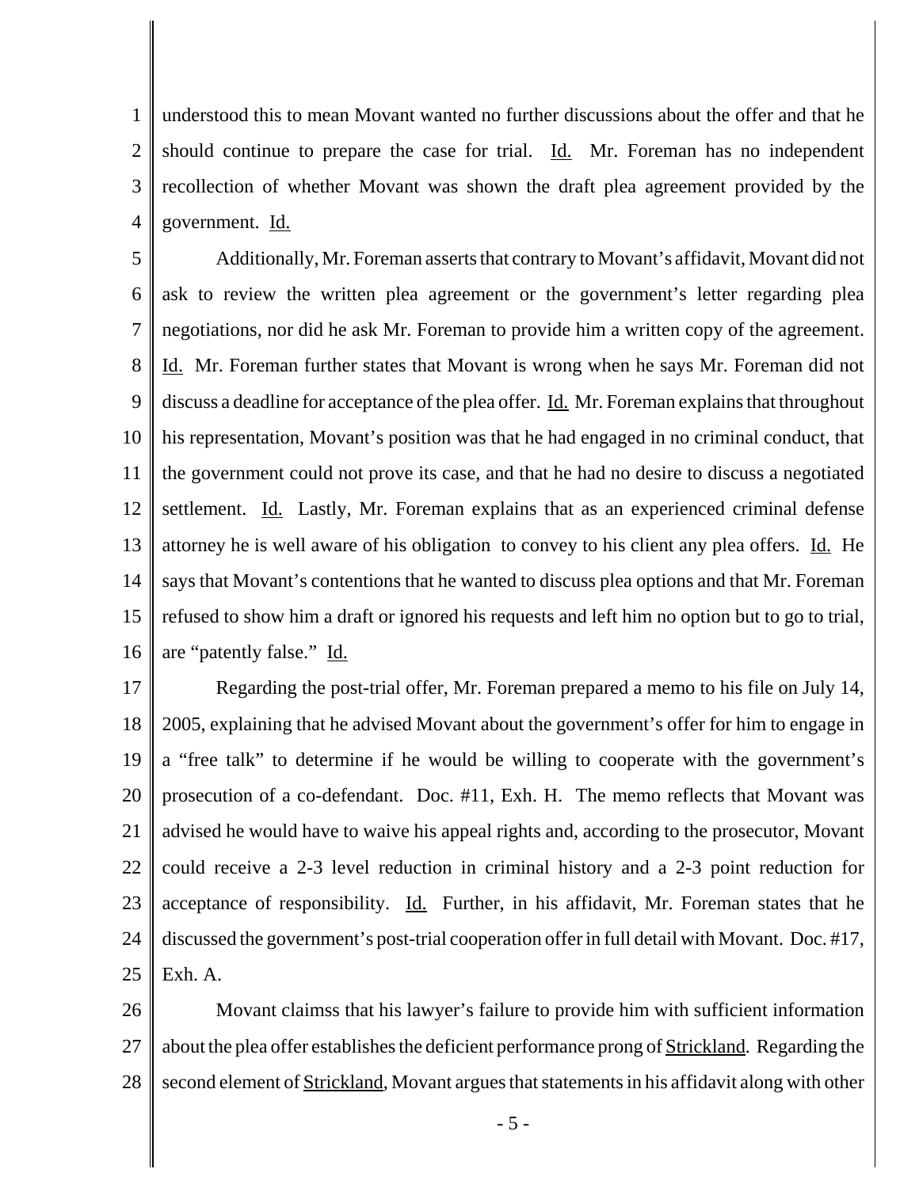understood this to mean Movant wanted no further discussions about the offer and that he should continue to prepare the case for trial. Id. Mr. Foreman has no independent recollection of whether Movant was shown the draft plea agreement provided by the government. Id.

Additionally, Mr. Foreman asserts that contrary to Movant's affidavit, Movant did not ask to review the written plea agreement or the government's letter regarding plea negotiations, nor did he ask Mr. Foreman to provide him a written copy of the agreement. Id. Mr. Foreman further states that Movant is wrong when he says Mr. Foreman did not discuss a deadline for acceptance of the plea offer. Id. Mr. Foreman explains that throughout his representation, Movant's position was that he had engaged in no criminal conduct, that the government could not prove its case, and that he had no desire to discuss a negotiated settlement. Id. Lastly, Mr. Foreman explains that as an experienced criminal defense attorney he is well aware of his obligation to convey to his client any plea offers. Id. He says that Movant's contentions that he wanted to discuss plea options and that Mr. Foreman refused to show him a draft or ignored his requests and left him no option but to go to trial, are "patently false." Id.

Regarding the post-trial offer, Mr. Foreman prepared a memo to his file on July 14, 2005, explaining that he advised Movant about the government's offer for him to engage in a "free talk" to determine if he would be willing to cooperate with the government's prosecution of a co-defendant. Doc. #11, Exh. H. The memo reflects that Movant was advised he would have to waive his appeal rights and, according to the prosecutor, Movant could receive a 2-3 level reduction in criminal history and a 2-3 point reduction for acceptance of responsibility. Id. Further, in his affidavit, Mr. Foreman states that he discussed the government's post-trial cooperation offer in full detail with Movant. Doc. #17, Exh. A.

Movant claimss that his lawyer's failure to provide him with sufficient information about the plea offer establishes the deficient performance prong of Strickland. Regarding the second element of Strickland, Movant argues that statements in his affidavit along with other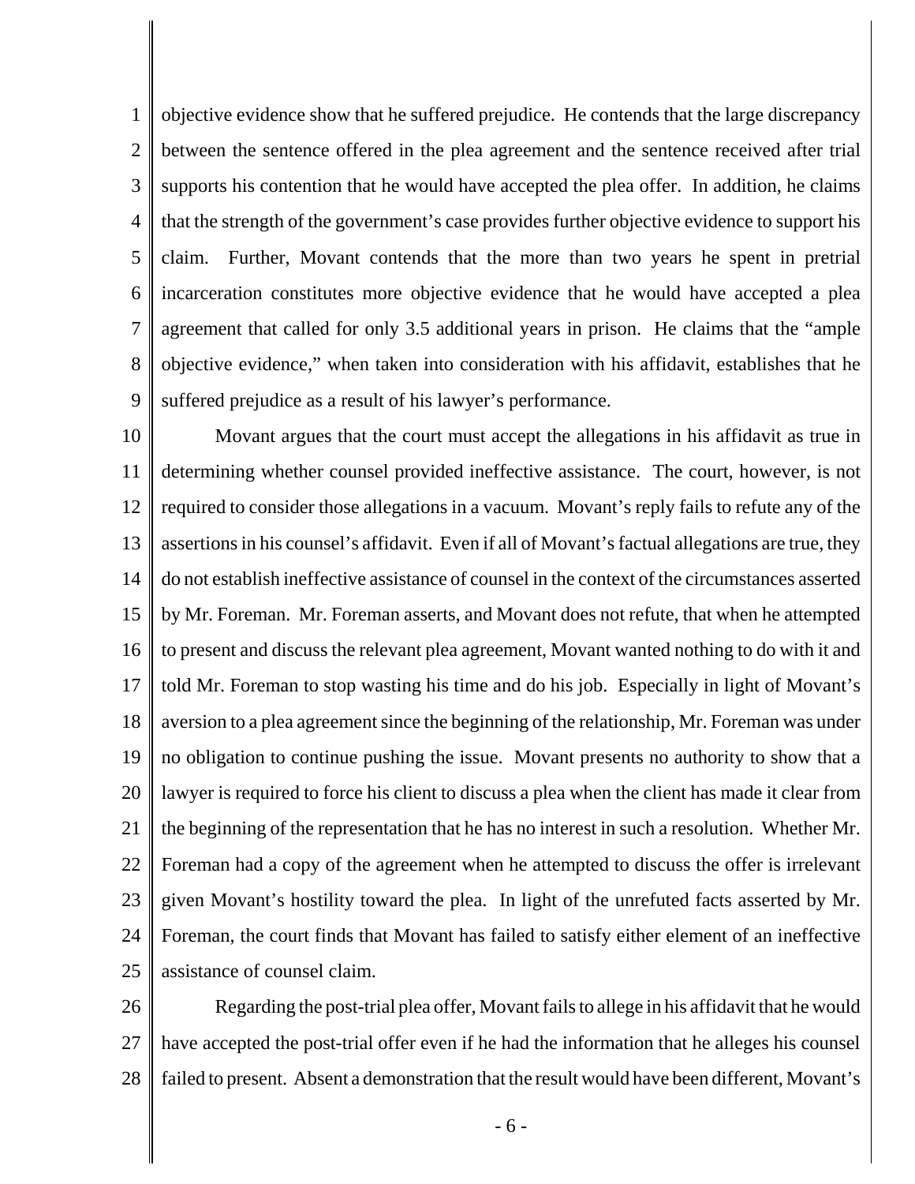objective evidence show that he suffered prejudice. He contends that the large discrepancy between the sentence offered in the plea agreement and the sentence received after trial supports his contention that he would have accepted the plea offer. In addition, he claims that the strength of the government's case provides further objective evidence to support his claim. Further, Movant contends that the more than two years he spent in pretrial incarceration constitutes more objective evidence that he would have accepted a plea agreement that called for only 3.5 additional years in prison. He claims that the "ample objective evidence," when taken into consideration with his affidavit, establishes that he suffered prejudice as a result of his lawyer's performance.

Movant argues that the court must accept the allegations in his affidavit as true in determining whether counsel provided ineffective assistance. The court, however, is not required to consider those allegations in a vacuum. Movant's reply fails to refute any of the assertions in his counsel's affidavit. Even if all of Movant's factual allegations are true, they do not establish ineffective assistance of counsel in the context of the circumstances asserted by Mr. Foreman. Mr. Foreman asserts, and Movant does not refute, that when he attempted to present and discuss the relevant plea agreement, Movant wanted nothing to do with it and told Mr. Foreman to stop wasting his time and do his job. Especially in light of Movant's aversion to a plea agreement since the beginning of the relationship, Mr. Foreman was under no obligation to continue pushing the issue. Movant presents no authority to show that a lawyer is required to force his client to discuss a plea when the client has made it clear from the beginning of the representation that he has no interest in such a resolution. Whether Mr. Foreman had a copy of the agreement when he attempted to discuss the offer is irrelevant given Movant's hostility toward the plea. In light of the unrefuted facts asserted by Mr. Foreman, the court finds that Movant has failed to satisfy either element of an ineffective assistance of counsel claim.

Regarding the post-trial plea offer, Movant fails to allege in his affidavit that he would have accepted the post-trial offer even if he had the information that he alleges his counsel failed to present. Absent a demonstration that the result would have been different, Movant's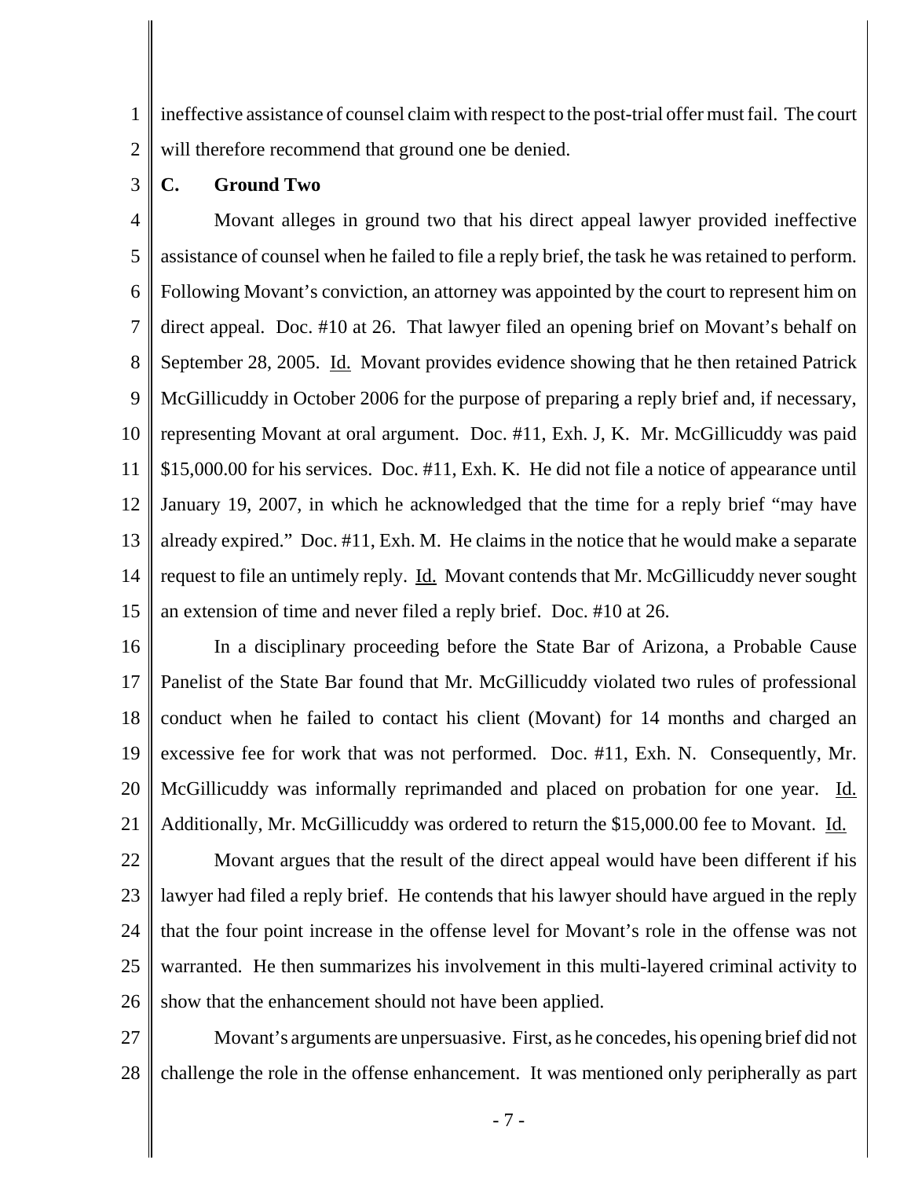ineffective assistance of counsel claim with respect to the post-trial offer must fail. The court will therefore recommend that ground one be denied.

### C. Ground Two

Movant alleges in ground two that his direct appeal lawyer provided ineffective assistance of counsel when he failed to file a reply brief, the task he was retained to perform. Following Movant's conviction, an attorney was appointed by the court to represent him on direct appeal. Doc. #10 at 26. That lawyer filed an opening brief on Movant's behalf on September 28, 2005. Id. Movant provides evidence showing that he then retained Patrick McGillicuddy in October 2006 for the purpose of preparing a reply brief and, if necessary, representing Movant at oral argument. Doc. #11, Exh. J, K. Mr. McGillicuddy was paid $15,000.00 for his services. Doc. #11, Exh. K. He did not file a notice of appearance until January 19, 2007, in which he acknowledged that the time for a reply brief "may have already expired." Doc. #11, Exh. M. He claims in the notice that he would make a separate request to file an untimely reply. Id. Movant contends that Mr. McGillicuddy never sought an extension of time and never filed a reply brief. Doc. #10 at 26.

In a disciplinary proceeding before the State Bar of Arizona, a Probable Cause Panelist of the State Bar found that Mr. McGillicuddy violated two rules of professional conduct when he failed to contact his client (Movant) for 14 months and charged an excessive fee for work that was not performed. Doc. #11, Exh. N. Consequently, Mr. McGillicuddy was informally reprimanded and placed on probation for one year. Id. Additionally, Mr. McGillicuddy was ordered to return the $15,000.00 fee to Movant. Id.

Movant argues that the result of the direct appeal would have been different if his lawyer had filed a reply brief. He contends that his lawyer should have argued in the reply that the four point increase in the offense level for Movant's role in the offense was not warranted. He then summarizes his involvement in this multi-layered criminal activity to show that the enhancement should not have been applied.

Movant's arguments are unpersuasive. First, as he concedes, his opening brief did not challenge the role in the offense enhancement. It was mentioned only peripherally as part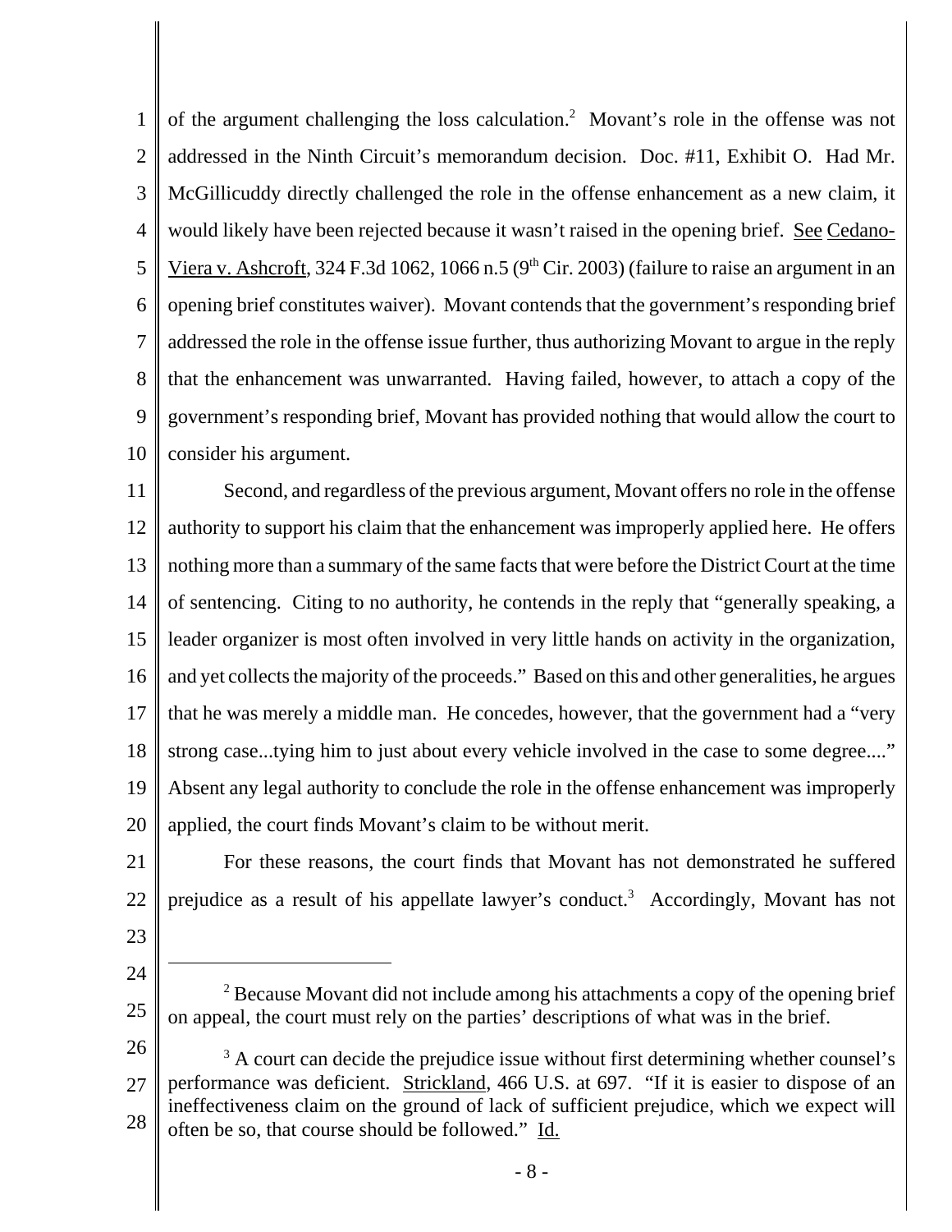of the argument challenging the loss calculation.[2] Movant's role in the offense was not addressed in the Ninth Circuit's memorandum decision. Doc. #11, Exhibit O. Had Mr. McGillicuddy directly challenged the role in the offense enhancement as a new claim, it would likely have been rejected because it wasn't raised in the opening brief. See Cedano-Viera v. Ashcroft, 324 F.3d 1062, 1066 n.5 (9th Cir. 2003) (failure to raise an argument in an opening brief constitutes waiver). Movant contends that the government's responding brief addressed the role in the offense issue further, thus authorizing Movant to argue in the reply that the enhancement was unwarranted. Having failed, however, to attach a copy of the government's responding brief, Movant has provided nothing that would allow the court to consider his argument.

Second, and regardless of the previous argument, Movant offers no role in the offense authority to support his claim that the enhancement was improperly applied here. He offers nothing more than a summary of the same facts that were before the District Court at the time of sentencing. Citing to no authority, he contends in the reply that "generally speaking, a leader organizer is most often involved in very little hands on activity in the organization, and yet collects the majority of the proceeds." Based on this and other generalities, he argues that he was merely a middle man. He concedes, however, that the government had a "very strong case...tying him to just about every vehicle involved in the case to some degree...." Absent any legal authority to conclude the role in the offense enhancement was improperly applied, the court finds Movant's claim to be without merit.

For these reasons, the court finds that Movant has not demonstrated he suffered prejudice as a result of his appellate lawyer's conduct.[3] Accordingly, Movant has not

---

[2] Because Movant did not include among his attachments a copy of the opening brief on appeal, the court must rely on the parties' descriptions of what was in the brief.

[3] A court can decide the prejudice issue without first determining whether counsel's performance was deficient. Strickland, 466 U.S. at 697. "If it is easier to dispose of an ineffectiveness claim on the ground of lack of sufficient prejudice, which we expect will often be so, that course should be followed." Id.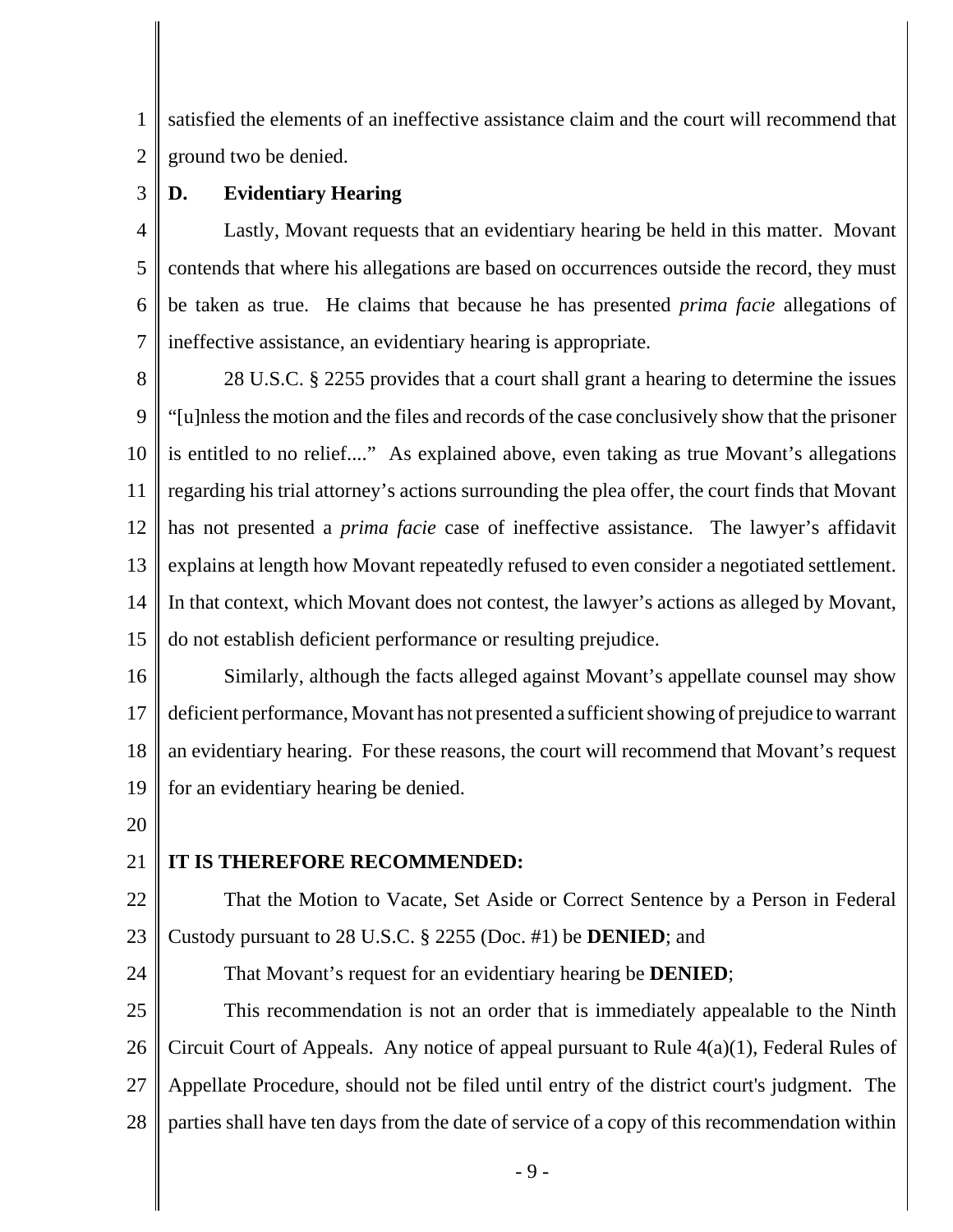satisfied the elements of an ineffective assistance claim and the court will recommend that ground two be denied.

### D. Evidentiary Hearing

Lastly, Movant requests that an evidentiary hearing be held in this matter. Movant contends that where his allegations are based on occurrences outside the record, they must be taken as true. He claims that because he has presented *prima facie* allegations of ineffective assistance, an evidentiary hearing is appropriate.

28 U.S.C. § 2255 provides that a court shall grant a hearing to determine the issues "[u]nless the motion and the files and records of the case conclusively show that the prisoner is entitled to no relief...." As explained above, even taking as true Movant's allegations regarding his trial attorney's actions surrounding the plea offer, the court finds that Movant has not presented a *prima facie* case of ineffective assistance. The lawyer's affidavit explains at length how Movant repeatedly refused to even consider a negotiated settlement. In that context, which Movant does not contest, the lawyer's actions as alleged by Movant, do not establish deficient performance or resulting prejudice.

Similarly, although the facts alleged against Movant's appellate counsel may show deficient performance, Movant has not presented a sufficient showing of prejudice to warrant an evidentiary hearing. For these reasons, the court will recommend that Movant's request for an evidentiary hearing be denied.

**IT IS THEREFORE RECOMMENDED:**

That the Motion to Vacate, Set Aside or Correct Sentence by a Person in Federal Custody pursuant to 28 U.S.C. § 2255 (Doc. #1) be **DENIED**; and

That Movant's request for an evidentiary hearing be **DENIED**;

This recommendation is not an order that is immediately appealable to the Ninth Circuit Court of Appeals. Any notice of appeal pursuant to Rule 4(a)(1), Federal Rules of Appellate Procedure, should not be filed until entry of the district court's judgment. The parties shall have ten days from the date of service of a copy of this recommendation within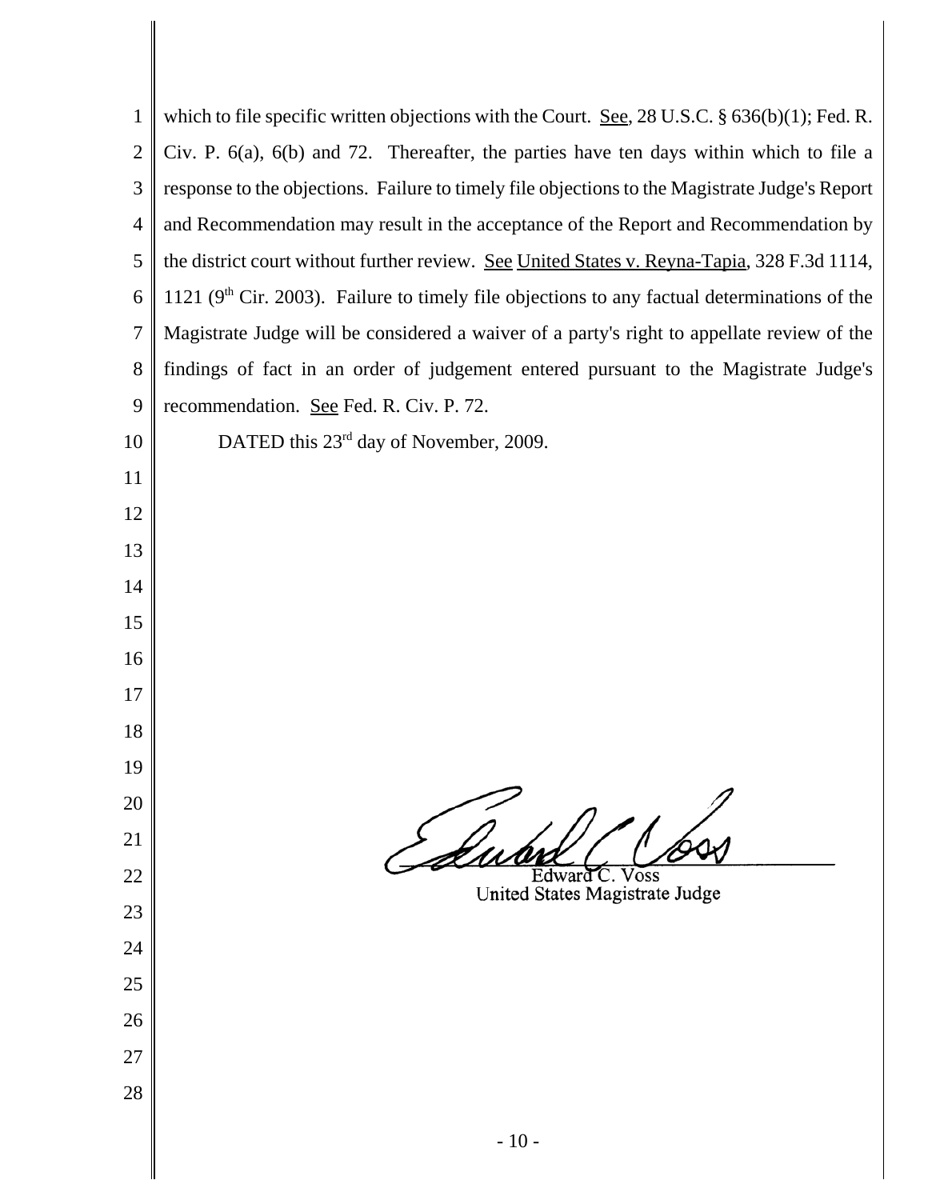which to file specific written objections with the Court. See, 28 U.S.C. § 636(b)(1); Fed. R. Civ. P. 6(a), 6(b) and 72. Thereafter, the parties have ten days within which to file a response to the objections. Failure to timely file objections to the Magistrate Judge's Report and Recommendation may result in the acceptance of the Report and Recommendation by the district court without further review. See United States v. Reyna-Tapia, 328 F.3d 1114, 1121 (9th Cir. 2003). Failure to timely file objections to any factual determinations of the Magistrate Judge will be considered a waiver of a party's right to appellate review of the findings of fact in an order of judgement entered pursuant to the Magistrate Judge's recommendation. See Fed. R. Civ. P. 72.

DATED this 23rd day of November, 2009.

Edward C. Voss
United States Magistrate Judge